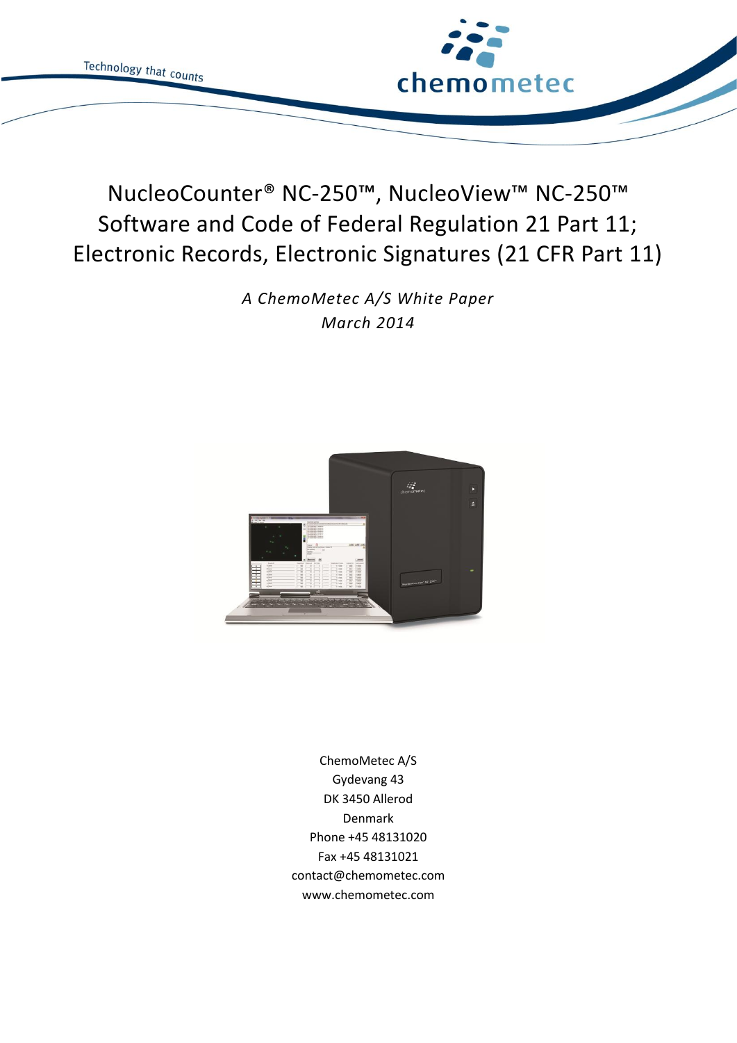Technology that counts

chemometec

# NucleoCounter® NC-250™, NucleoView™ NC-250™ Software and Code of Federal Regulation 21 Part 11; Electronic Records, Electronic Signatures (21 CFR Part 11)

*A ChemoMetec A/S White Paper*
*March 2014*

ChemoMetec A/S
Gydevang 43
DK 3450 Allerod
Denmark
Phone +45 48131020
Fax +45 48131021
contact@chemometec.com
www.chemometec.com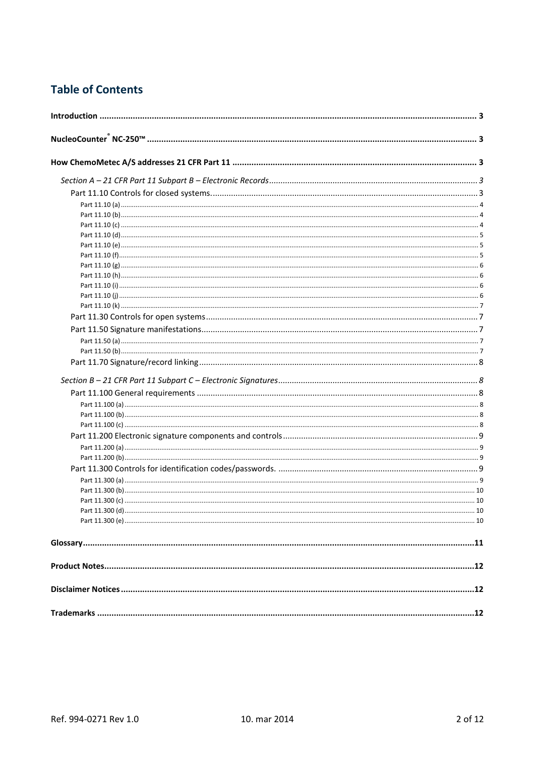## Table of Contents

**Introduction** ..... **3**

**NucleoCounter® NC-250™** ..... **3**

**How ChemoMetec A/S addresses 21 CFR Part 11** ..... **3**

- *Section A – 21 CFR Part 11 Subpart B – Electronic Records* ..... *3*
  - Part 11.10 Controls for closed systems. ..... 3
    - Part 11.10 (a) ..... 4
    - Part 11.10 (b) ..... 4
    - Part 11.10 (c) ..... 4
    - Part 11.10 (d) ..... 5
    - Part 11.10 (e) ..... 5
    - Part 11.10 (f) ..... 5
    - Part 11.10 (g) ..... 6
    - Part 11.10 (h) ..... 6
    - Part 11.10 (i) ..... 6
    - Part 11.10 (j) ..... 6
    - Part 11.10 (k) ..... 7
  - Part 11.30 Controls for open systems ..... 7
  - Part 11.50 Signature manifestations ..... 7
    - Part 11.50 (a) ..... 7
    - Part 11.50 (b) ..... 7
  - Part 11.70 Signature/record linking ..... 8
- *Section B – 21 CFR Part 11 Subpart C – Electronic Signatures* ..... *8*
  - Part 11.100 General requirements ..... 8
    - Part 11.100 (a) ..... 8
    - Part 11.100 (b) ..... 8
    - Part 11.100 (c) ..... 8
  - Part 11.200 Electronic signature components and controls ..... 9
    - Part 11.200 (a) ..... 9
    - Part 11.200 (b) ..... 9
  - Part 11.300 Controls for identification codes/passwords. ..... 9
    - Part 11.300 (a) ..... 9
    - Part 11.300 (b) ..... 10
    - Part 11.300 (c) ..... 10
    - Part 11.300 (d) ..... 10
    - Part 11.300 (e) ..... 10

**Glossary** ..... **11**

**Product Notes** ..... **12**

**Disclaimer Notices** ..... **12**

**Trademarks** ..... **12**

Ref. 994-0271 Rev 1.0 10. mar 2014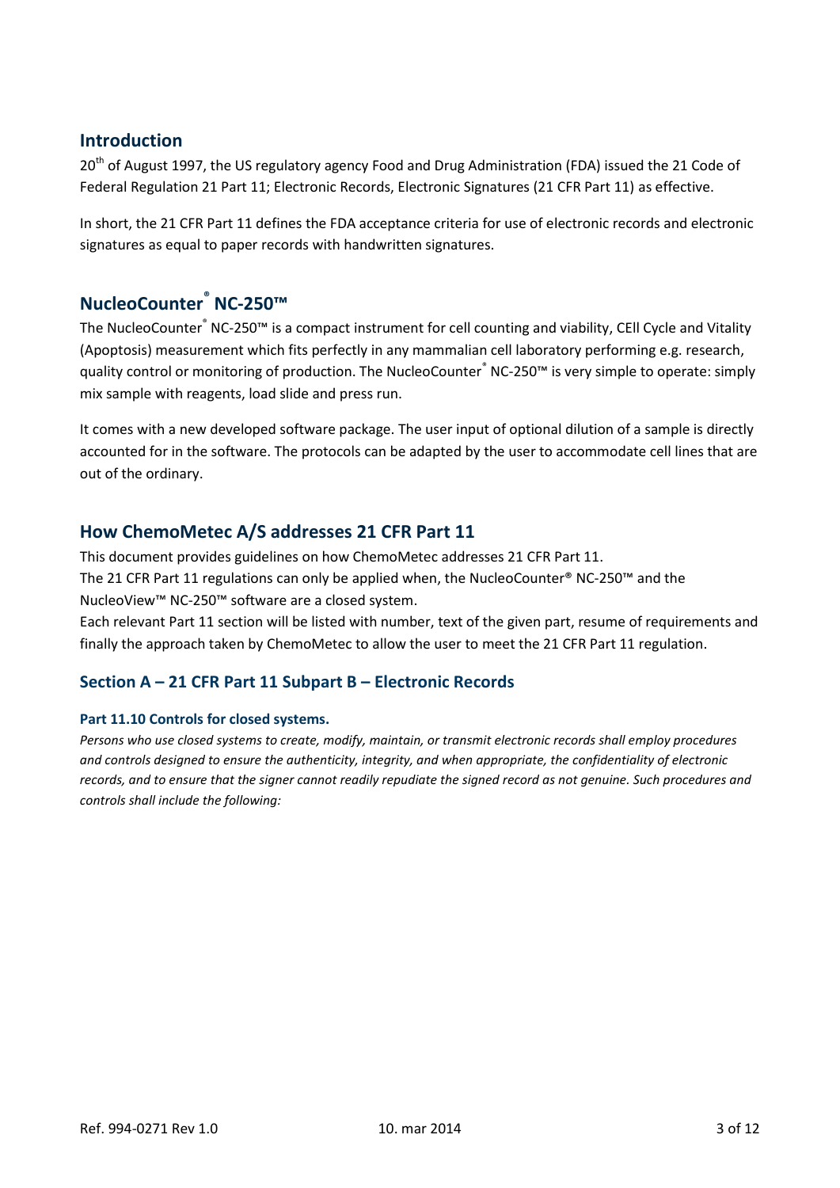## Introduction

20th of August 1997, the US regulatory agency Food and Drug Administration (FDA) issued the 21 Code of Federal Regulation 21 Part 11; Electronic Records, Electronic Signatures (21 CFR Part 11) as effective.

In short, the 21 CFR Part 11 defines the FDA acceptance criteria for use of electronic records and electronic signatures as equal to paper records with handwritten signatures.

## NucleoCounter® NC-250™

The NucleoCounter® NC-250™ is a compact instrument for cell counting and viability, CEll Cycle and Vitality (Apoptosis) measurement which fits perfectly in any mammalian cell laboratory performing e.g. research, quality control or monitoring of production. The NucleoCounter® NC-250™ is very simple to operate: simply mix sample with reagents, load slide and press run.

It comes with a new developed software package. The user input of optional dilution of a sample is directly accounted for in the software. The protocols can be adapted by the user to accommodate cell lines that are out of the ordinary.

## How ChemoMetec A/S addresses 21 CFR Part 11

This document provides guidelines on how ChemoMetec addresses 21 CFR Part 11.
The 21 CFR Part 11 regulations can only be applied when, the NucleoCounter® NC-250™ and the NucleoView™ NC-250™ software are a closed system.
Each relevant Part 11 section will be listed with number, text of the given part, resume of requirements and finally the approach taken by ChemoMetec to allow the user to meet the 21 CFR Part 11 regulation.

### Section A – 21 CFR Part 11 Subpart B – Electronic Records

#### Part 11.10 Controls for closed systems.

*Persons who use closed systems to create, modify, maintain, or transmit electronic records shall employ procedures and controls designed to ensure the authenticity, integrity, and when appropriate, the confidentiality of electronic records, and to ensure that the signer cannot readily repudiate the signed record as not genuine. Such procedures and controls shall include the following:*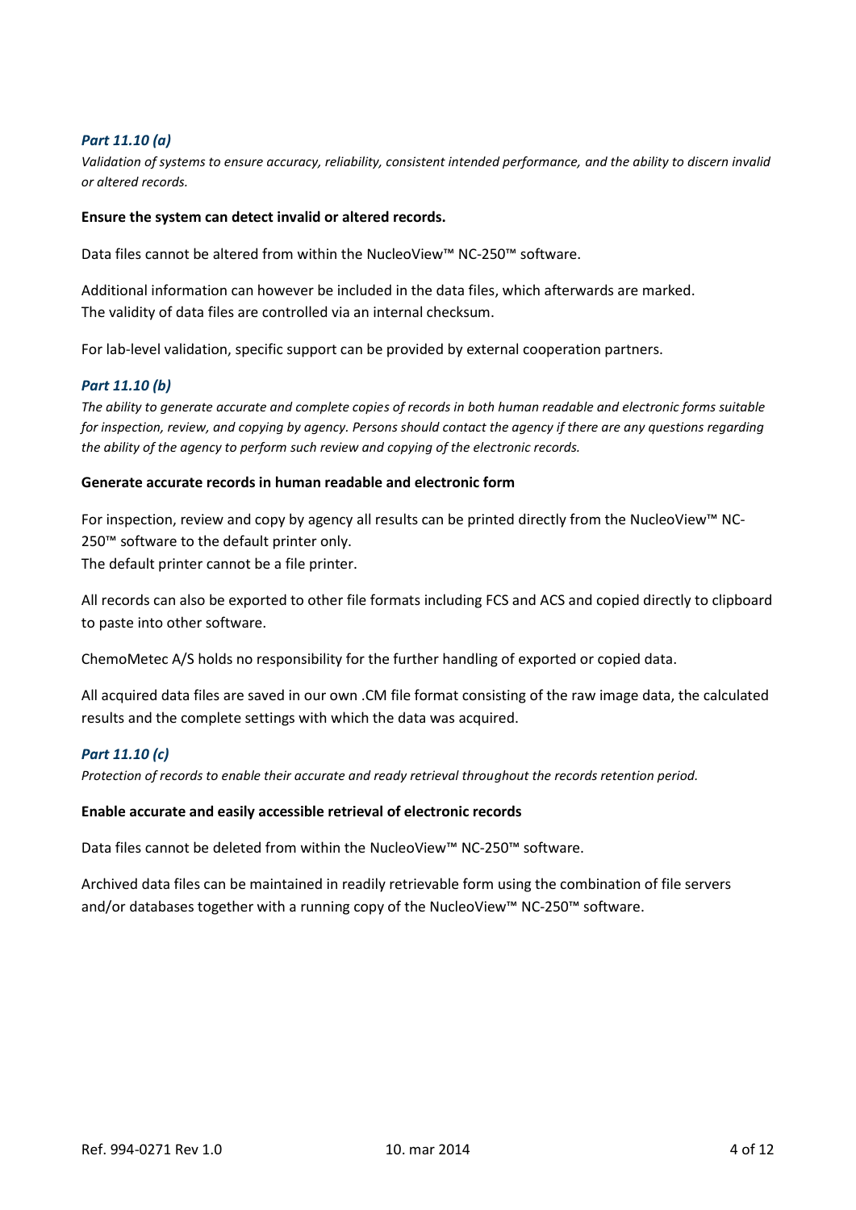### *Part 11.10 (a)*

*Validation of systems to ensure accuracy, reliability, consistent intended performance, and the ability to discern invalid or altered records.*

**Ensure the system can detect invalid or altered records.**

Data files cannot be altered from within the NucleoView™ NC-250™ software.

Additional information can however be included in the data files, which afterwards are marked.
The validity of data files are controlled via an internal checksum.

For lab-level validation, specific support can be provided by external cooperation partners.

### *Part 11.10 (b)*

*The ability to generate accurate and complete copies of records in both human readable and electronic forms suitable for inspection, review, and copying by agency. Persons should contact the agency if there are any questions regarding the ability of the agency to perform such review and copying of the electronic records.*

**Generate accurate records in human readable and electronic form**

For inspection, review and copy by agency all results can be printed directly from the NucleoView™ NC-250™ software to the default printer only.
The default printer cannot be a file printer.

All records can also be exported to other file formats including FCS and ACS and copied directly to clipboard to paste into other software.

ChemoMetec A/S holds no responsibility for the further handling of exported or copied data.

All acquired data files are saved in our own .CM file format consisting of the raw image data, the calculated results and the complete settings with which the data was acquired.

### *Part 11.10 (c)*

*Protection of records to enable their accurate and ready retrieval throughout the records retention period.*

**Enable accurate and easily accessible retrieval of electronic records**

Data files cannot be deleted from within the NucleoView™ NC-250™ software.

Archived data files can be maintained in readily retrievable form using the combination of file servers and/or databases together with a running copy of the NucleoView™ NC-250™ software.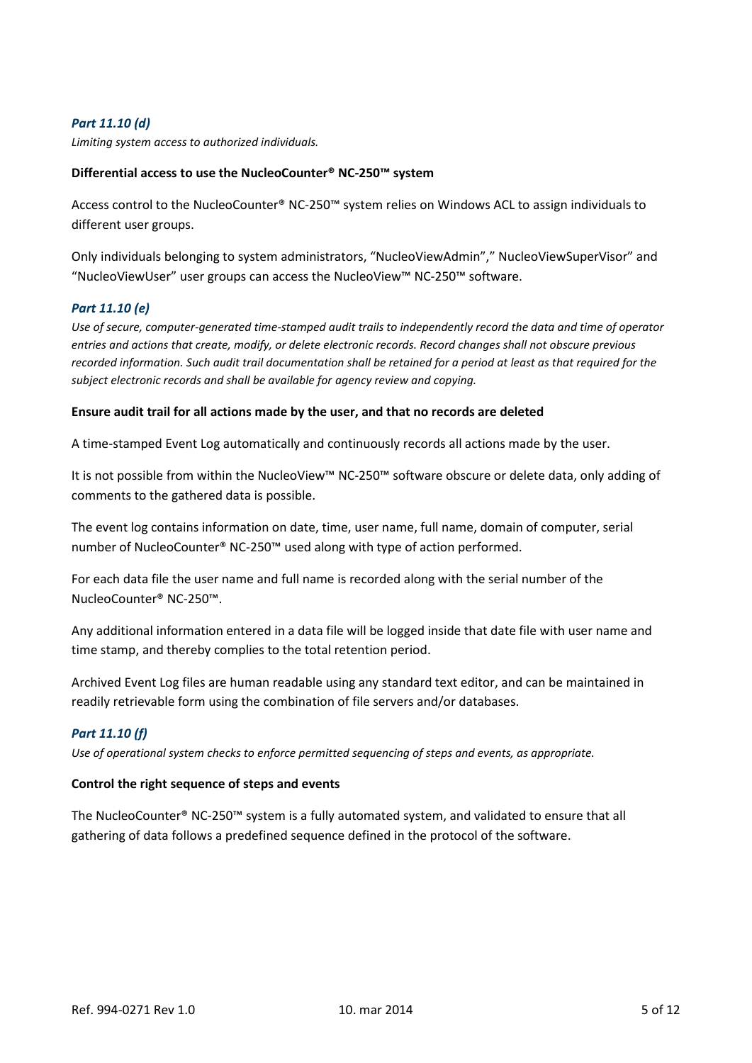### *Part 11.10 (d)*

*Limiting system access to authorized individuals.*

**Differential access to use the NucleoCounter® NC-250™ system**

Access control to the NucleoCounter® NC-250™ system relies on Windows ACL to assign individuals to different user groups.

Only individuals belonging to system administrators, "NucleoViewAdmin"," NucleoViewSuperVisor" and "NucleoViewUser" user groups can access the NucleoView™ NC-250™ software.

### *Part 11.10 (e)*

*Use of secure, computer-generated time-stamped audit trails to independently record the data and time of operator entries and actions that create, modify, or delete electronic records. Record changes shall not obscure previous recorded information. Such audit trail documentation shall be retained for a period at least as that required for the subject electronic records and shall be available for agency review and copying.*

**Ensure audit trail for all actions made by the user, and that no records are deleted**

A time-stamped Event Log automatically and continuously records all actions made by the user.

It is not possible from within the NucleoView™ NC-250™ software obscure or delete data, only adding of comments to the gathered data is possible.

The event log contains information on date, time, user name, full name, domain of computer, serial number of NucleoCounter® NC-250™ used along with type of action performed.

For each data file the user name and full name is recorded along with the serial number of the NucleoCounter® NC-250™.

Any additional information entered in a data file will be logged inside that date file with user name and time stamp, and thereby complies to the total retention period.

Archived Event Log files are human readable using any standard text editor, and can be maintained in readily retrievable form using the combination of file servers and/or databases.

### *Part 11.10 (f)*

*Use of operational system checks to enforce permitted sequencing of steps and events, as appropriate.*

**Control the right sequence of steps and events**

The NucleoCounter® NC-250™ system is a fully automated system, and validated to ensure that all gathering of data follows a predefined sequence defined in the protocol of the software.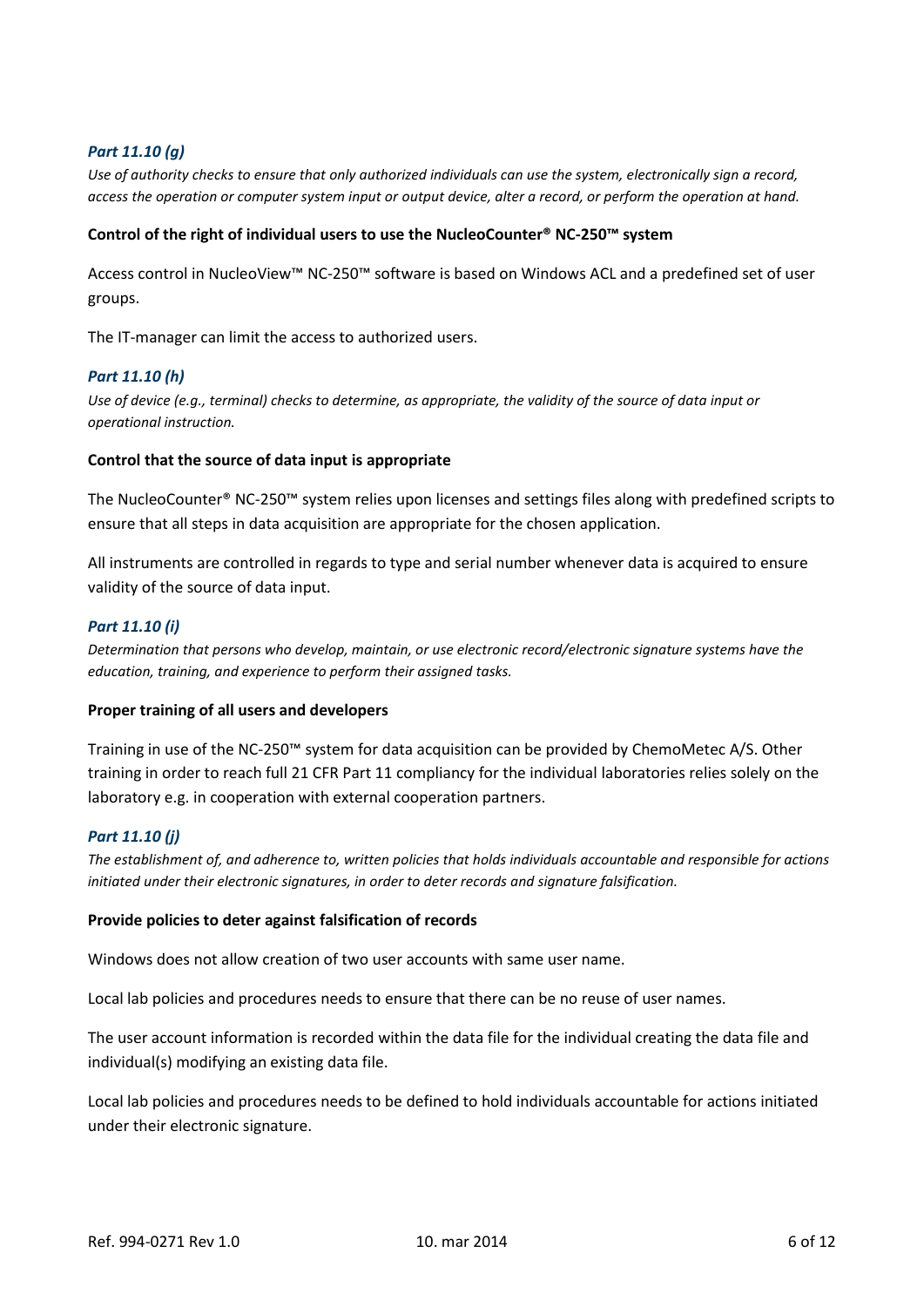### *Part 11.10 (g)*

*Use of authority checks to ensure that only authorized individuals can use the system, electronically sign a record, access the operation or computer system input or output device, alter a record, or perform the operation at hand.*

**Control of the right of individual users to use the NucleoCounter® NC-250™ system**

Access control in NucleoView™ NC-250™ software is based on Windows ACL and a predefined set of user groups.

The IT-manager can limit the access to authorized users.

### *Part 11.10 (h)*

*Use of device (e.g., terminal) checks to determine, as appropriate, the validity of the source of data input or operational instruction.*

**Control that the source of data input is appropriate**

The NucleoCounter® NC-250™ system relies upon licenses and settings files along with predefined scripts to ensure that all steps in data acquisition are appropriate for the chosen application.

All instruments are controlled in regards to type and serial number whenever data is acquired to ensure validity of the source of data input.

### *Part 11.10 (i)*

*Determination that persons who develop, maintain, or use electronic record/electronic signature systems have the education, training, and experience to perform their assigned tasks.*

**Proper training of all users and developers**

Training in use of the NC-250™ system for data acquisition can be provided by ChemoMetec A/S. Other training in order to reach full 21 CFR Part 11 compliancy for the individual laboratories relies solely on the laboratory e.g. in cooperation with external cooperation partners.

### *Part 11.10 (j)*

*The establishment of, and adherence to, written policies that holds individuals accountable and responsible for actions initiated under their electronic signatures, in order to deter records and signature falsification.*

**Provide policies to deter against falsification of records**

Windows does not allow creation of two user accounts with same user name.

Local lab policies and procedures needs to ensure that there can be no reuse of user names.

The user account information is recorded within the data file for the individual creating the data file and individual(s) modifying an existing data file.

Local lab policies and procedures needs to be defined to hold individuals accountable for actions initiated under their electronic signature.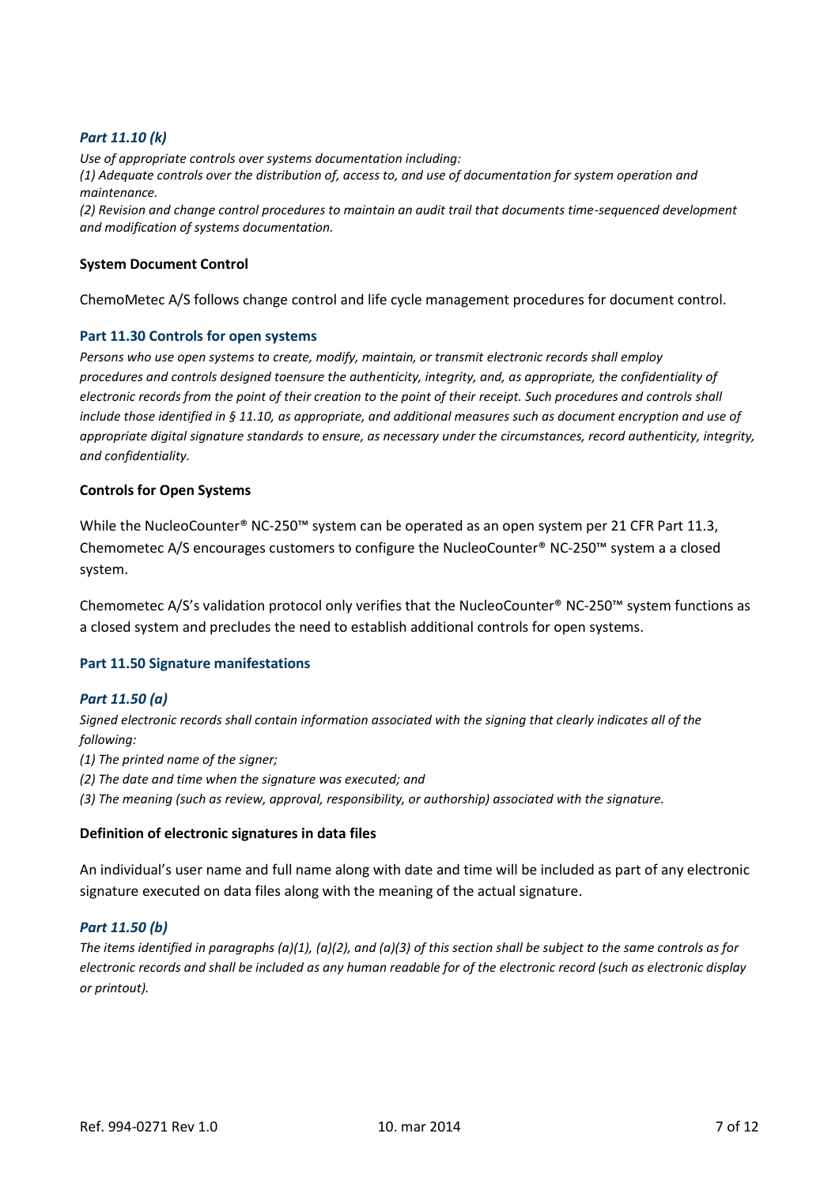### *Part 11.10 (k)*

*Use of appropriate controls over systems documentation including:*
*(1) Adequate controls over the distribution of, access to, and use of documentation for system operation and maintenance.*
*(2) Revision and change control procedures to maintain an audit trail that documents time-sequenced development and modification of systems documentation.*

**System Document Control**

ChemoMetec A/S follows change control and life cycle management procedures for document control.

### Part 11.30 Controls for open systems

*Persons who use open systems to create, modify, maintain, or transmit electronic records shall employ procedures and controls designed toensure the authenticity, integrity, and, as appropriate, the confidentiality of electronic records from the point of their creation to the point of their receipt. Such procedures and controls shall include those identified in § 11.10, as appropriate, and additional measures such as document encryption and use of appropriate digital signature standards to ensure, as necessary under the circumstances, record authenticity, integrity, and confidentiality.*

**Controls for Open Systems**

While the NucleoCounter® NC-250™ system can be operated as an open system per 21 CFR Part 11.3, Chemometec A/S encourages customers to configure the NucleoCounter® NC-250™ system a a closed system.

Chemometec A/S's validation protocol only verifies that the NucleoCounter® NC-250™ system functions as a closed system and precludes the need to establish additional controls for open systems.

### Part 11.50 Signature manifestations

### *Part 11.50 (a)*

*Signed electronic records shall contain information associated with the signing that clearly indicates all of the following:*
*(1) The printed name of the signer;*
*(2) The date and time when the signature was executed; and*
*(3) The meaning (such as review, approval, responsibility, or authorship) associated with the signature.*

**Definition of electronic signatures in data files**

An individual's user name and full name along with date and time will be included as part of any electronic signature executed on data files along with the meaning of the actual signature.

### *Part 11.50 (b)*

*The items identified in paragraphs (a)(1), (a)(2), and (a)(3) of this section shall be subject to the same controls as for electronic records and shall be included as any human readable for of the electronic record (such as electronic display or printout).*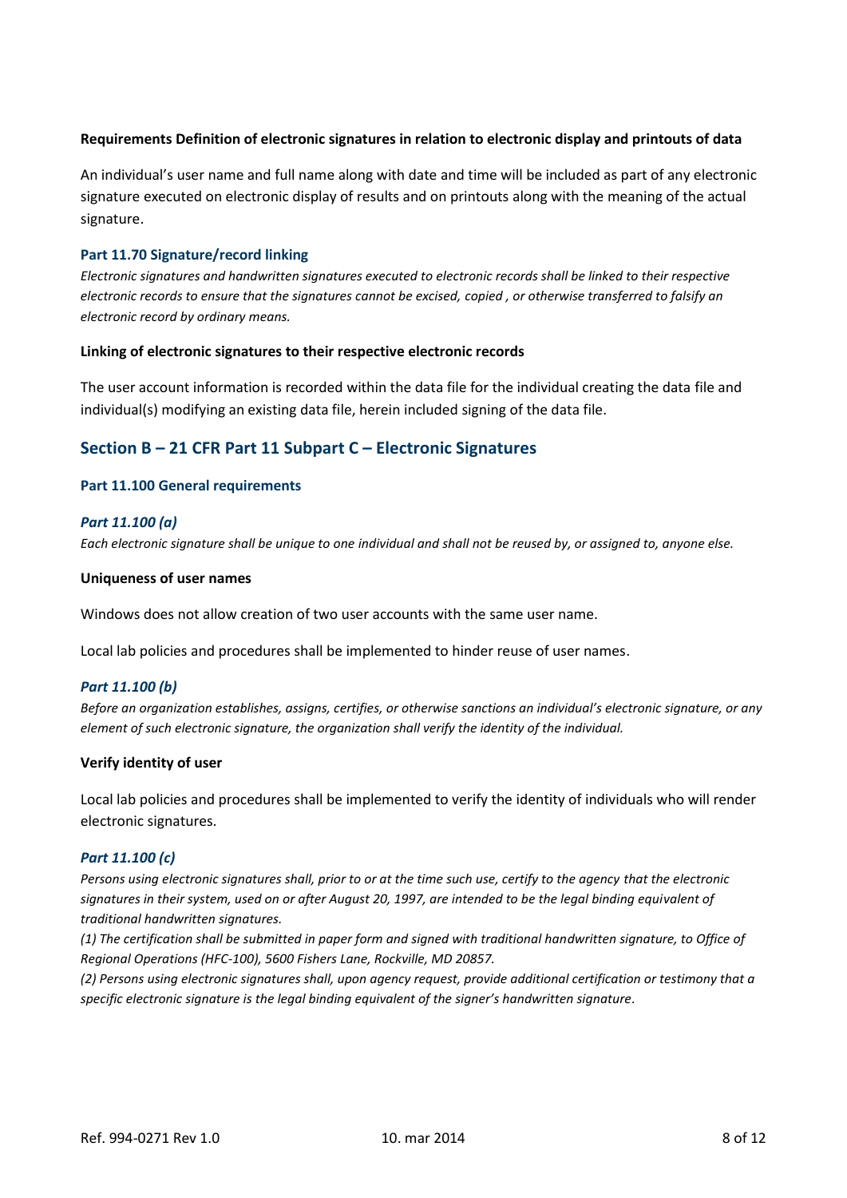**Requirements Definition of electronic signatures in relation to electronic display and printouts of data**

An individual's user name and full name along with date and time will be included as part of any electronic signature executed on electronic display of results and on printouts along with the meaning of the actual signature.

### Part 11.70 Signature/record linking

*Electronic signatures and handwritten signatures executed to electronic records shall be linked to their respective electronic records to ensure that the signatures cannot be excised, copied , or otherwise transferred to falsify an electronic record by ordinary means.*

**Linking of electronic signatures to their respective electronic records**

The user account information is recorded within the data file for the individual creating the data file and individual(s) modifying an existing data file, herein included signing of the data file.

## Section B – 21 CFR Part 11 Subpart C – Electronic Signatures

### Part 11.100 General requirements

#### *Part 11.100 (a)*

*Each electronic signature shall be unique to one individual and shall not be reused by, or assigned to, anyone else.*

**Uniqueness of user names**

Windows does not allow creation of two user accounts with the same user name.

Local lab policies and procedures shall be implemented to hinder reuse of user names.

#### *Part 11.100 (b)*

*Before an organization establishes, assigns, certifies, or otherwise sanctions an individual's electronic signature, or any element of such electronic signature, the organization shall verify the identity of the individual.*

**Verify identity of user**

Local lab policies and procedures shall be implemented to verify the identity of individuals who will render electronic signatures.

#### *Part 11.100 (c)*

*Persons using electronic signatures shall, prior to or at the time such use, certify to the agency that the electronic signatures in their system, used on or after August 20, 1997, are intended to be the legal binding equivalent of traditional handwritten signatures.*

*(1) The certification shall be submitted in paper form and signed with traditional handwritten signature, to Office of Regional Operations (HFC-100), 5600 Fishers Lane, Rockville, MD 20857.*

*(2) Persons using electronic signatures shall, upon agency request, provide additional certification or testimony that a specific electronic signature is the legal binding equivalent of the signer's handwritten signature.*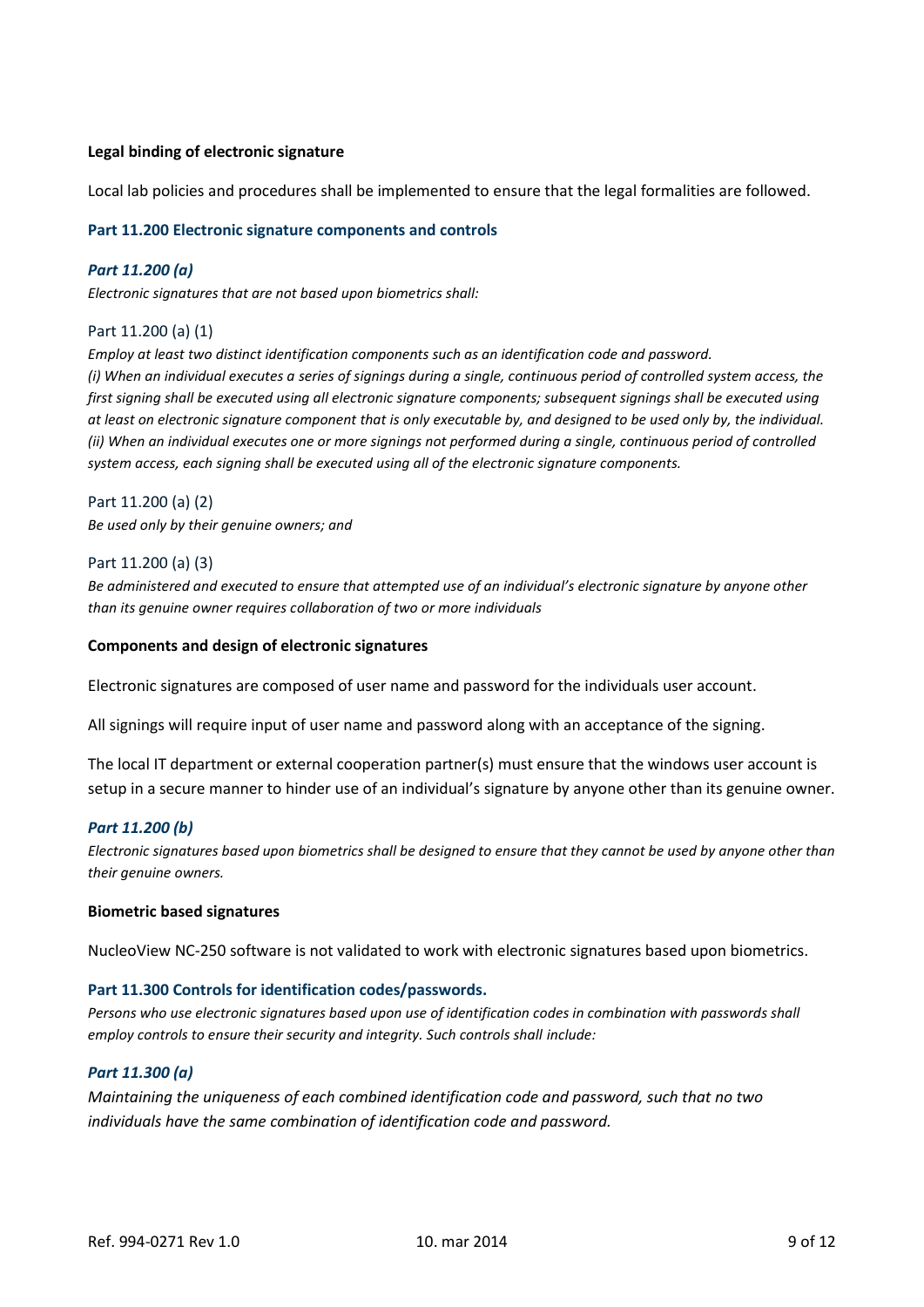**Legal binding of electronic signature**

Local lab policies and procedures shall be implemented to ensure that the legal formalities are followed.

## Part 11.200 Electronic signature components and controls

### *Part 11.200 (a)*

*Electronic signatures that are not based upon biometrics shall:*

Part 11.200 (a) (1)

*Employ at least two distinct identification components such as an identification code and password.*
*(i) When an individual executes a series of signings during a single, continuous period of controlled system access, the first signing shall be executed using all electronic signature components; subsequent signings shall be executed using at least on electronic signature component that is only executable by, and designed to be used only by, the individual.*
*(ii) When an individual executes one or more signings not performed during a single, continuous period of controlled system access, each signing shall be executed using all of the electronic signature components.*

Part 11.200 (a) (2)

*Be used only by their genuine owners; and*

Part 11.200 (a) (3)

*Be administered and executed to ensure that attempted use of an individual's electronic signature by anyone other than its genuine owner requires collaboration of two or more individuals*

**Components and design of electronic signatures**

Electronic signatures are composed of user name and password for the individuals user account.

All signings will require input of user name and password along with an acceptance of the signing.

The local IT department or external cooperation partner(s) must ensure that the windows user account is setup in a secure manner to hinder use of an individual's signature by anyone other than its genuine owner.

### *Part 11.200 (b)*

*Electronic signatures based upon biometrics shall be designed to ensure that they cannot be used by anyone other than their genuine owners.*

**Biometric based signatures**

NucleoView NC-250 software is not validated to work with electronic signatures based upon biometrics.

## Part 11.300 Controls for identification codes/passwords.

*Persons who use electronic signatures based upon use of identification codes in combination with passwords shall employ controls to ensure their security and integrity. Such controls shall include:*

### *Part 11.300 (a)*

*Maintaining the uniqueness of each combined identification code and password, such that no two individuals have the same combination of identification code and password.*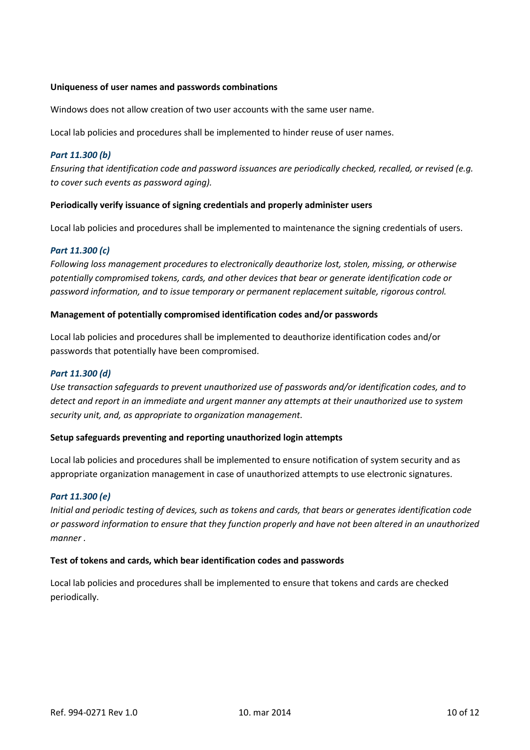**Uniqueness of user names and passwords combinations**

Windows does not allow creation of two user accounts with the same user name.

Local lab policies and procedures shall be implemented to hinder reuse of user names.

***Part 11.300 (b)***

*Ensuring that identification code and password issuances are periodically checked, recalled, or revised (e.g. to cover such events as password aging).*

**Periodically verify issuance of signing credentials and properly administer users**

Local lab policies and procedures shall be implemented to maintenance the signing credentials of users.

***Part 11.300 (c)***

*Following loss management procedures to electronically deauthorize lost, stolen, missing, or otherwise potentially compromised tokens, cards, and other devices that bear or generate identification code or password information, and to issue temporary or permanent replacement suitable, rigorous control.*

**Management of potentially compromised identification codes and/or passwords**

Local lab policies and procedures shall be implemented to deauthorize identification codes and/or passwords that potentially have been compromised.

***Part 11.300 (d)***

*Use transaction safeguards to prevent unauthorized use of passwords and/or identification codes, and to detect and report in an immediate and urgent manner any attempts at their unauthorized use to system security unit, and, as appropriate to organization management.*

**Setup safeguards preventing and reporting unauthorized login attempts**

Local lab policies and procedures shall be implemented to ensure notification of system security and as appropriate organization management in case of unauthorized attempts to use electronic signatures.

***Part 11.300 (e)***

*Initial and periodic testing of devices, such as tokens and cards, that bears or generates identification code or password information to ensure that they function properly and have not been altered in an unauthorized manner .*

**Test of tokens and cards, which bear identification codes and passwords**

Local lab policies and procedures shall be implemented to ensure that tokens and cards are checked periodically.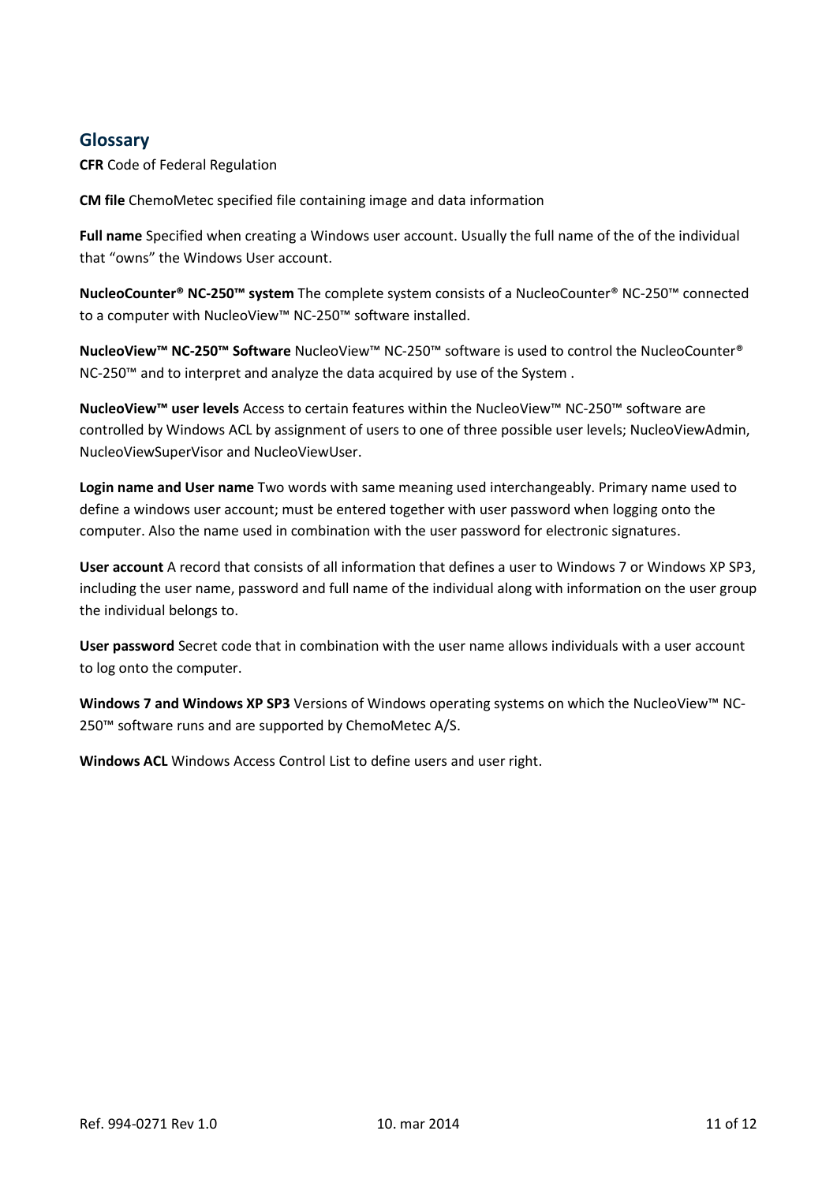## Glossary

**CFR** Code of Federal Regulation

**CM file** ChemoMetec specified file containing image and data information

**Full name** Specified when creating a Windows user account. Usually the full name of the of the individual that "owns" the Windows User account.

**NucleoCounter® NC-250™ system** The complete system consists of a NucleoCounter® NC-250™ connected to a computer with NucleoView™ NC-250™ software installed.

**NucleoView™ NC-250™ Software** NucleoView™ NC-250™ software is used to control the NucleoCounter® NC-250™ and to interpret and analyze the data acquired by use of the System .

**NucleoView™ user levels** Access to certain features within the NucleoView™ NC-250™ software are controlled by Windows ACL by assignment of users to one of three possible user levels; NucleoViewAdmin, NucleoViewSuperVisor and NucleoViewUser.

**Login name and User name** Two words with same meaning used interchangeably. Primary name used to define a windows user account; must be entered together with user password when logging onto the computer. Also the name used in combination with the user password for electronic signatures.

**User account** A record that consists of all information that defines a user to Windows 7 or Windows XP SP3, including the user name, password and full name of the individual along with information on the user group the individual belongs to.

**User password** Secret code that in combination with the user name allows individuals with a user account to log onto the computer.

**Windows 7 and Windows XP SP3** Versions of Windows operating systems on which the NucleoView™ NC-250™ software runs and are supported by ChemoMetec A/S.

**Windows ACL** Windows Access Control List to define users and user right.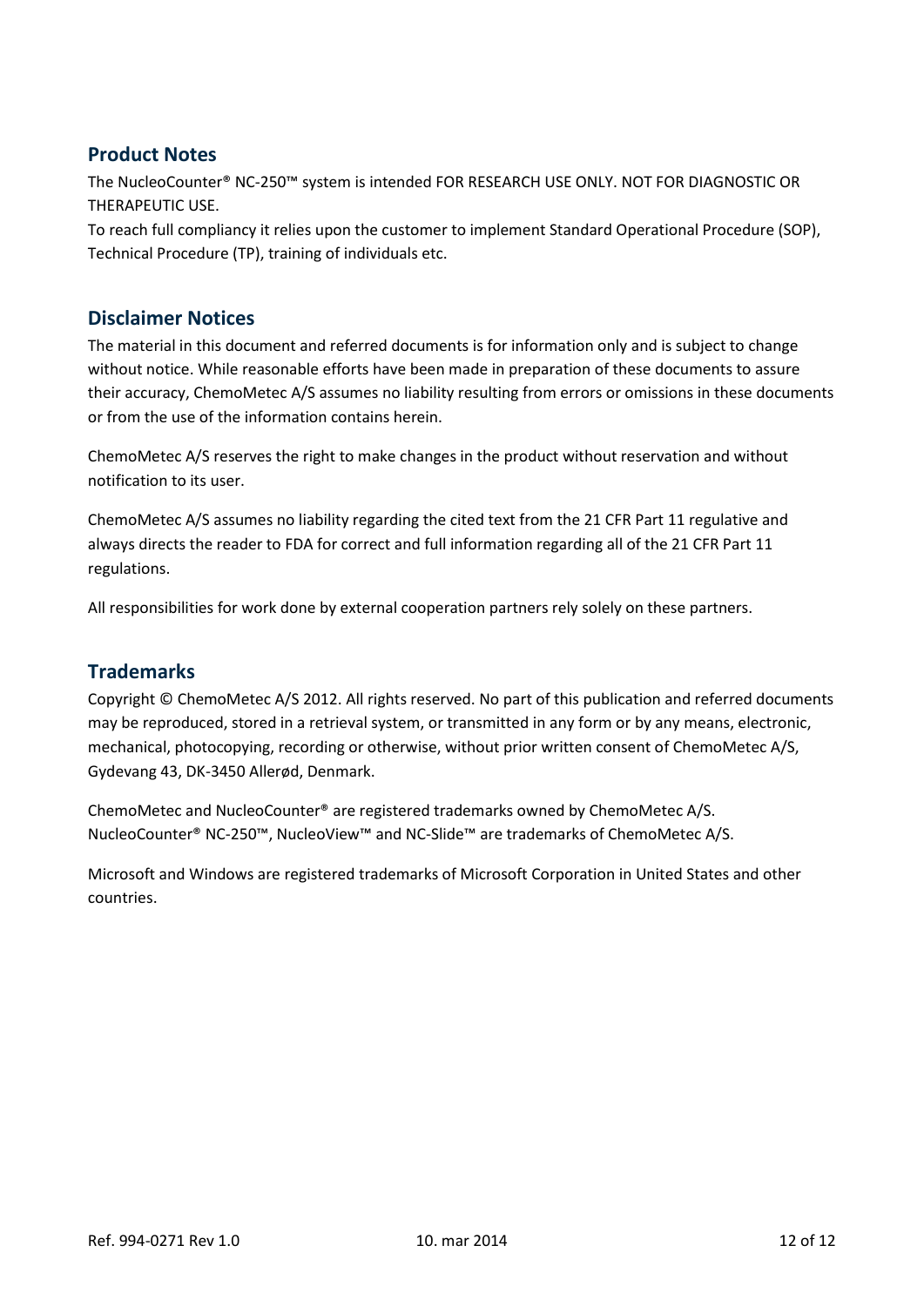## Product Notes

The NucleoCounter® NC-250™ system is intended FOR RESEARCH USE ONLY. NOT FOR DIAGNOSTIC OR THERAPEUTIC USE.

To reach full compliancy it relies upon the customer to implement Standard Operational Procedure (SOP), Technical Procedure (TP), training of individuals etc.

## Disclaimer Notices

The material in this document and referred documents is for information only and is subject to change without notice. While reasonable efforts have been made in preparation of these documents to assure their accuracy, ChemoMetec A/S assumes no liability resulting from errors or omissions in these documents or from the use of the information contains herein.

ChemoMetec A/S reserves the right to make changes in the product without reservation and without notification to its user.

ChemoMetec A/S assumes no liability regarding the cited text from the 21 CFR Part 11 regulative and always directs the reader to FDA for correct and full information regarding all of the 21 CFR Part 11 regulations.

All responsibilities for work done by external cooperation partners rely solely on these partners.

## Trademarks

Copyright © ChemoMetec A/S 2012. All rights reserved. No part of this publication and referred documents may be reproduced, stored in a retrieval system, or transmitted in any form or by any means, electronic, mechanical, photocopying, recording or otherwise, without prior written consent of ChemoMetec A/S, Gydevang 43, DK-3450 Allerød, Denmark.

ChemoMetec and NucleoCounter® are registered trademarks owned by ChemoMetec A/S. NucleoCounter® NC-250™, NucleoView™ and NC-Slide™ are trademarks of ChemoMetec A/S.

Microsoft and Windows are registered trademarks of Microsoft Corporation in United States and other countries.